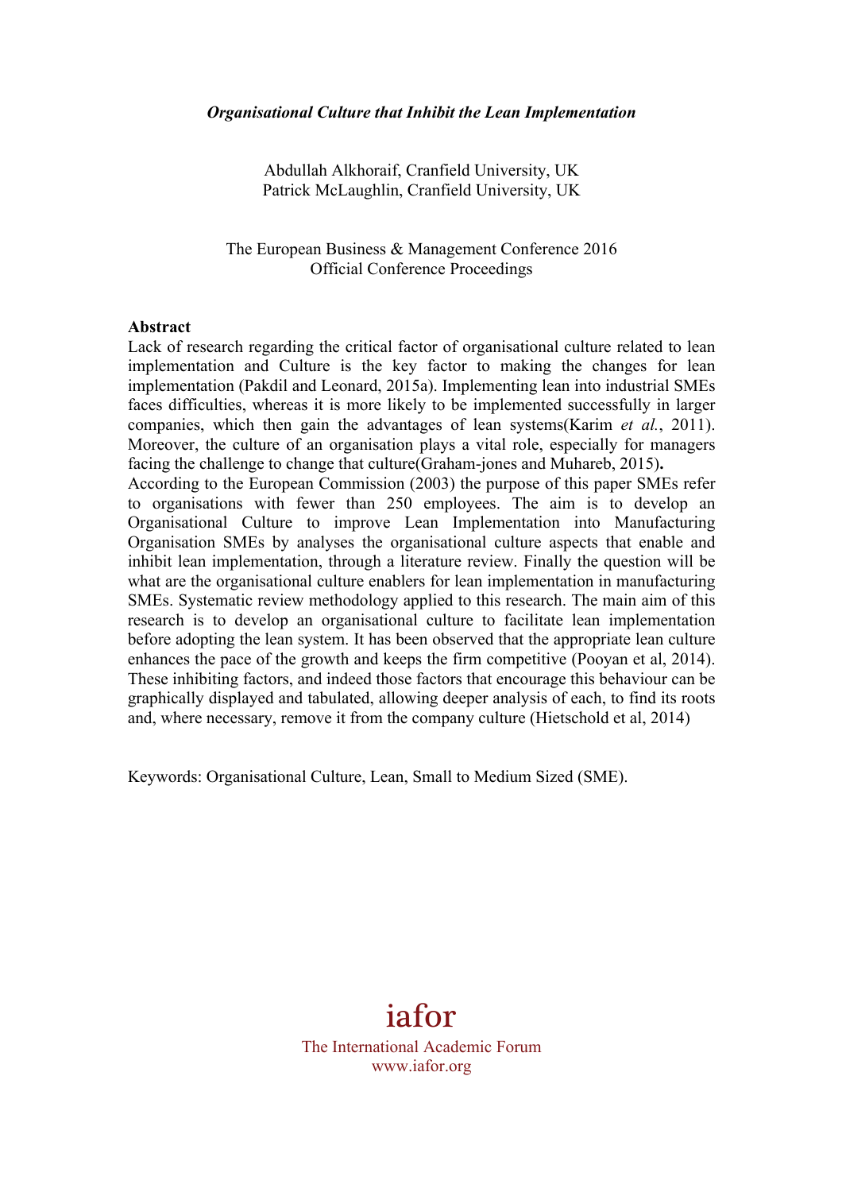# *Organisational Culture that Inhibit the Lean Implementation*

Abdullah Alkhoraif, Cranfield University, UK
Patrick McLaughlin, Cranfield University, UK

The European Business & Management Conference 2016
Official Conference Proceedings

## Abstract

Lack of research regarding the critical factor of organisational culture related to lean implementation and Culture is the key factor to making the changes for lean implementation (Pakdil and Leonard, 2015a). Implementing lean into industrial SMEs faces difficulties, whereas it is more likely to be implemented successfully in larger companies, which then gain the advantages of lean systems(Karim *et al.*, 2011). Moreover, the culture of an organisation plays a vital role, especially for managers facing the challenge to change that culture(Graham-jones and Muhareb, 2015)**.**
According to the European Commission (2003) the purpose of this paper SMEs refer to organisations with fewer than 250 employees. The aim is to develop an Organisational Culture to improve Lean Implementation into Manufacturing Organisation SMEs by analyses the organisational culture aspects that enable and inhibit lean implementation, through a literature review. Finally the question will be what are the organisational culture enablers for lean implementation in manufacturing SMEs. Systematic review methodology applied to this research. The main aim of this research is to develop an organisational culture to facilitate lean implementation before adopting the lean system. It has been observed that the appropriate lean culture enhances the pace of the growth and keeps the firm competitive (Pooyan et al, 2014). These inhibiting factors, and indeed those factors that encourage this behaviour can be graphically displayed and tabulated, allowing deeper analysis of each, to find its roots and, where necessary, remove it from the company culture (Hietschold et al, 2014)

Keywords: Organisational Culture, Lean, Small to Medium Sized (SME).

iafor
The International Academic Forum
www.iafor.org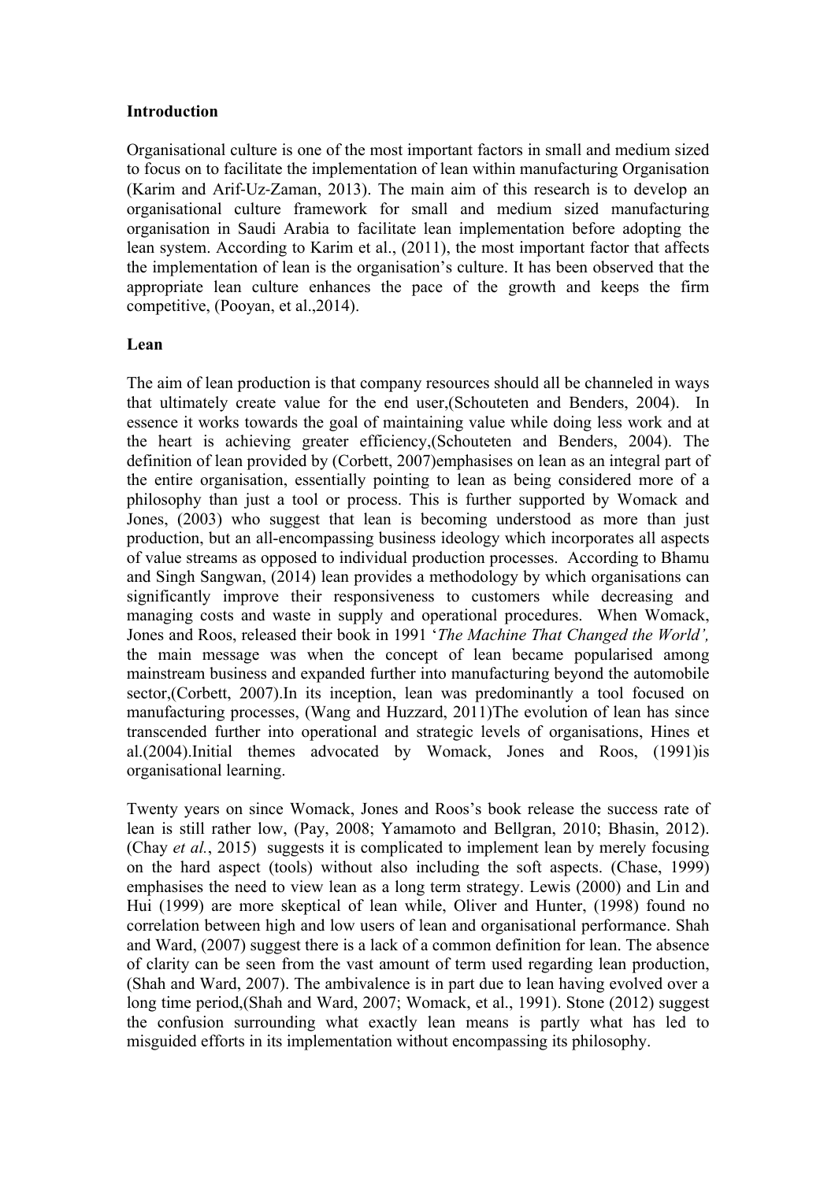**Introduction**

Organisational culture is one of the most important factors in small and medium sized to focus on to facilitate the implementation of lean within manufacturing Organisation (Karim and Arif-Uz-Zaman, 2013). The main aim of this research is to develop an organisational culture framework for small and medium sized manufacturing organisation in Saudi Arabia to facilitate lean implementation before adopting the lean system. According to Karim et al., (2011), the most important factor that affects the implementation of lean is the organisation's culture. It has been observed that the appropriate lean culture enhances the pace of the growth and keeps the firm competitive, (Pooyan, et al.,2014).

**Lean**

The aim of lean production is that company resources should all be channeled in ways that ultimately create value for the end user,(Schouteten and Benders, 2004). In essence it works towards the goal of maintaining value while doing less work and at the heart is achieving greater efficiency,(Schouteten and Benders, 2004). The definition of lean provided by (Corbett, 2007)emphasises on lean as an integral part of the entire organisation, essentially pointing to lean as being considered more of a philosophy than just a tool or process. This is further supported by Womack and Jones, (2003) who suggest that lean is becoming understood as more than just production, but an all-encompassing business ideology which incorporates all aspects of value streams as opposed to individual production processes. According to Bhamu and Singh Sangwan, (2014) lean provides a methodology by which organisations can significantly improve their responsiveness to customers while decreasing and managing costs and waste in supply and operational procedures. When Womack, Jones and Roos, released their book in 1991 '*The Machine That Changed the World',* the main message was when the concept of lean became popularised among mainstream business and expanded further into manufacturing beyond the automobile sector,(Corbett, 2007).In its inception, lean was predominantly a tool focused on manufacturing processes, (Wang and Huzzard, 2011)The evolution of lean has since transcended further into operational and strategic levels of organisations, Hines et al.(2004).Initial themes advocated by Womack, Jones and Roos, (1991)is organisational learning.

Twenty years on since Womack, Jones and Roos's book release the success rate of lean is still rather low, (Pay, 2008; Yamamoto and Bellgran, 2010; Bhasin, 2012). (Chay *et al.*, 2015) suggests it is complicated to implement lean by merely focusing on the hard aspect (tools) without also including the soft aspects. (Chase, 1999) emphasises the need to view lean as a long term strategy. Lewis (2000) and Lin and Hui (1999) are more skeptical of lean while, Oliver and Hunter, (1998) found no correlation between high and low users of lean and organisational performance. Shah and Ward, (2007) suggest there is a lack of a common definition for lean. The absence of clarity can be seen from the vast amount of term used regarding lean production, (Shah and Ward, 2007). The ambivalence is in part due to lean having evolved over a long time period,(Shah and Ward, 2007; Womack, et al., 1991). Stone (2012) suggest the confusion surrounding what exactly lean means is partly what has led to misguided efforts in its implementation without encompassing its philosophy.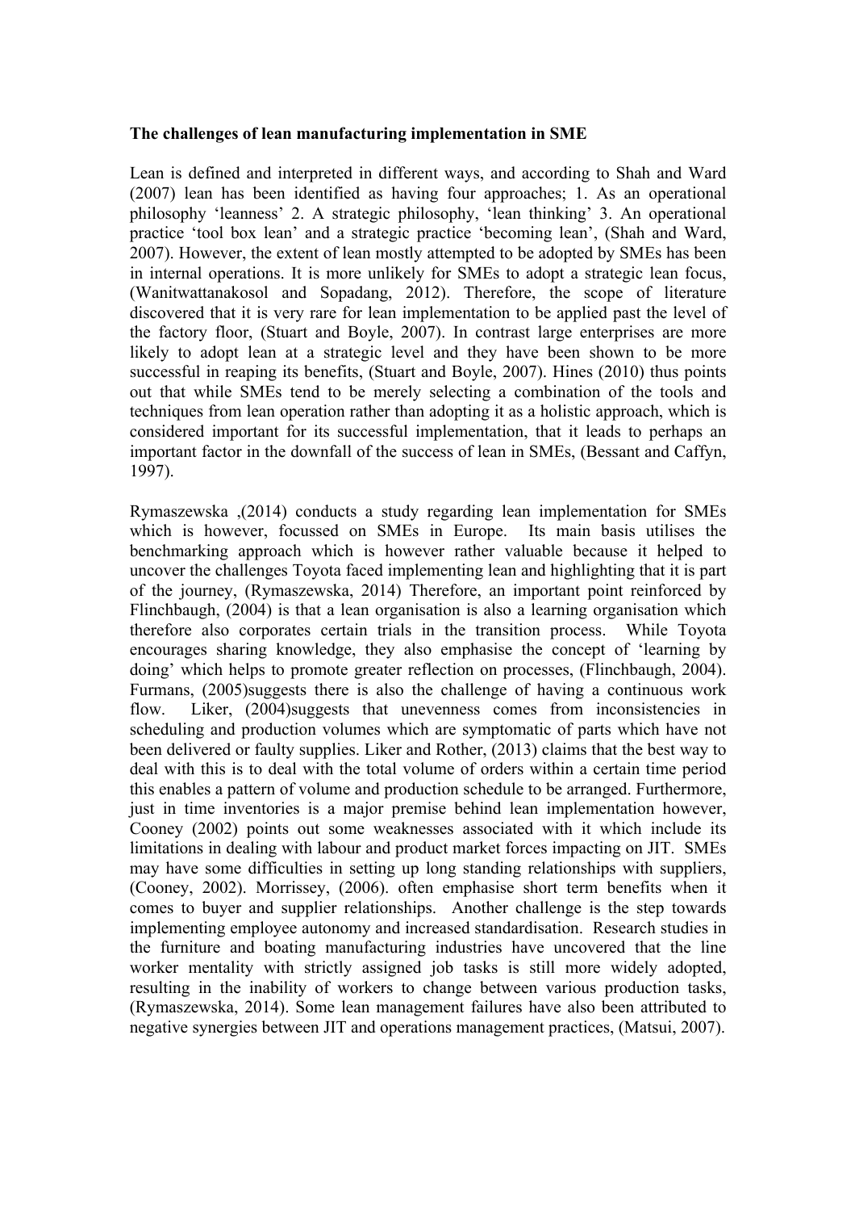**The challenges of lean manufacturing implementation in SME**

Lean is defined and interpreted in different ways, and according to Shah and Ward (2007) lean has been identified as having four approaches; 1. As an operational philosophy 'leanness' 2. A strategic philosophy, 'lean thinking' 3. An operational practice 'tool box lean' and a strategic practice 'becoming lean', (Shah and Ward, 2007). However, the extent of lean mostly attempted to be adopted by SMEs has been in internal operations. It is more unlikely for SMEs to adopt a strategic lean focus, (Wanitwattanakosol and Sopadang, 2012). Therefore, the scope of literature discovered that it is very rare for lean implementation to be applied past the level of the factory floor, (Stuart and Boyle, 2007). In contrast large enterprises are more likely to adopt lean at a strategic level and they have been shown to be more successful in reaping its benefits, (Stuart and Boyle, 2007). Hines (2010) thus points out that while SMEs tend to be merely selecting a combination of the tools and techniques from lean operation rather than adopting it as a holistic approach, which is considered important for its successful implementation, that it leads to perhaps an important factor in the downfall of the success of lean in SMEs, (Bessant and Caffyn, 1997).

Rymaszewska ,(2014) conducts a study regarding lean implementation for SMEs which is however, focussed on SMEs in Europe. Its main basis utilises the benchmarking approach which is however rather valuable because it helped to uncover the challenges Toyota faced implementing lean and highlighting that it is part of the journey, (Rymaszewska, 2014) Therefore, an important point reinforced by Flinchbaugh, (2004) is that a lean organisation is also a learning organisation which therefore also corporates certain trials in the transition process. While Toyota encourages sharing knowledge, they also emphasise the concept of 'learning by doing' which helps to promote greater reflection on processes, (Flinchbaugh, 2004). Furmans, (2005)suggests there is also the challenge of having a continuous work flow. Liker, (2004)suggests that unevenness comes from inconsistencies in scheduling and production volumes which are symptomatic of parts which have not been delivered or faulty supplies. Liker and Rother, (2013) claims that the best way to deal with this is to deal with the total volume of orders within a certain time period this enables a pattern of volume and production schedule to be arranged. Furthermore, just in time inventories is a major premise behind lean implementation however, Cooney (2002) points out some weaknesses associated with it which include its limitations in dealing with labour and product market forces impacting on JIT. SMEs may have some difficulties in setting up long standing relationships with suppliers, (Cooney, 2002). Morrissey, (2006). often emphasise short term benefits when it comes to buyer and supplier relationships. Another challenge is the step towards implementing employee autonomy and increased standardisation. Research studies in the furniture and boating manufacturing industries have uncovered that the line worker mentality with strictly assigned job tasks is still more widely adopted, resulting in the inability of workers to change between various production tasks, (Rymaszewska, 2014). Some lean management failures have also been attributed to negative synergies between JIT and operations management practices, (Matsui, 2007).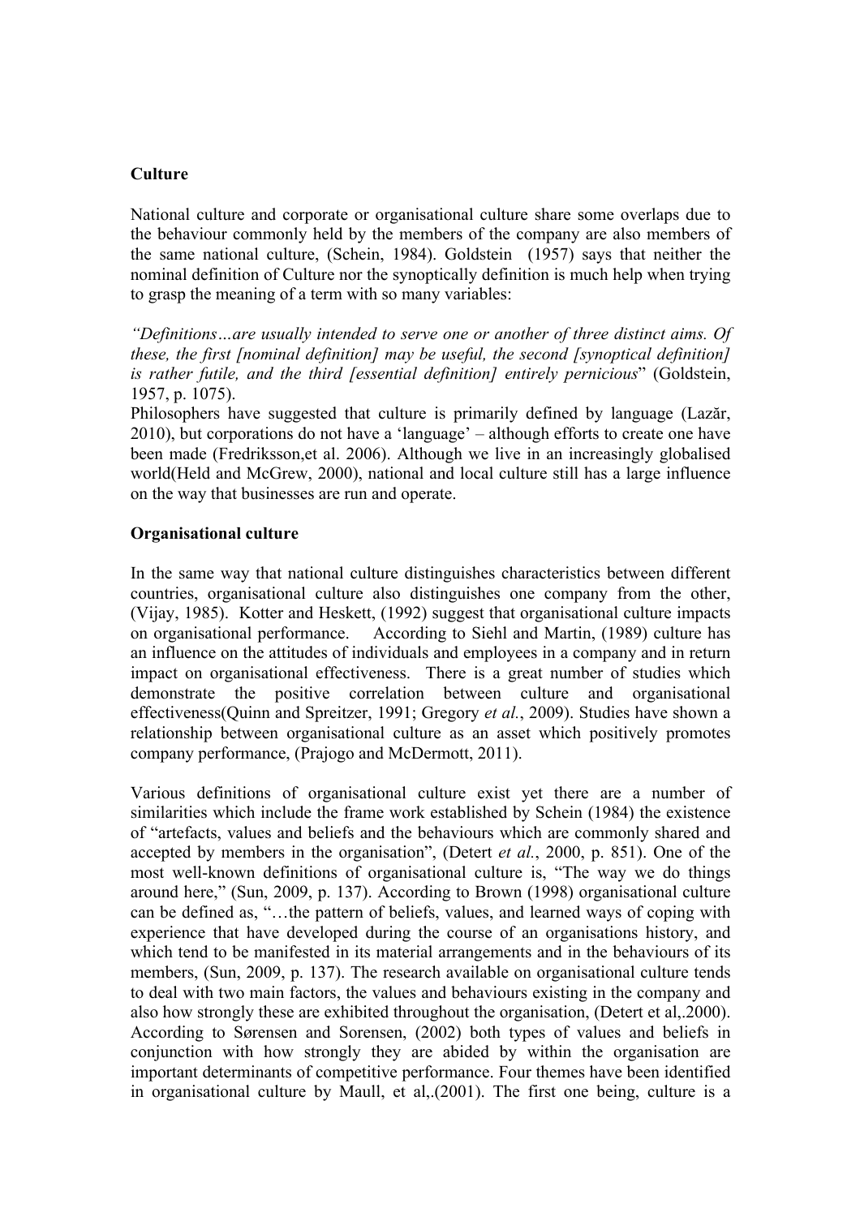**Culture**

National culture and corporate or organisational culture share some overlaps due to the behaviour commonly held by the members of the company are also members of the same national culture, (Schein, 1984). Goldstein (1957) says that neither the nominal definition of Culture nor the synoptically definition is much help when trying to grasp the meaning of a term with so many variables:

*"Definitions…are usually intended to serve one or another of three distinct aims. Of these, the first [nominal definition] may be useful, the second [synoptical definition] is rather futile, and the third [essential definition] entirely pernicious*" (Goldstein, 1957, p. 1075).

Philosophers have suggested that culture is primarily defined by language (Lazăr, 2010), but corporations do not have a 'language' – although efforts to create one have been made (Fredriksson,et al. 2006). Although we live in an increasingly globalised world(Held and McGrew, 2000), national and local culture still has a large influence on the way that businesses are run and operate.

**Organisational culture**

In the same way that national culture distinguishes characteristics between different countries, organisational culture also distinguishes one company from the other, (Vijay, 1985). Kotter and Heskett, (1992) suggest that organisational culture impacts on organisational performance. According to Siehl and Martin, (1989) culture has an influence on the attitudes of individuals and employees in a company and in return impact on organisational effectiveness. There is a great number of studies which demonstrate the positive correlation between culture and organisational effectiveness(Quinn and Spreitzer, 1991; Gregory *et al.*, 2009). Studies have shown a relationship between organisational culture as an asset which positively promotes company performance, (Prajogo and McDermott, 2011).

Various definitions of organisational culture exist yet there are a number of similarities which include the frame work established by Schein (1984) the existence of "artefacts, values and beliefs and the behaviours which are commonly shared and accepted by members in the organisation", (Detert *et al.*, 2000, p. 851). One of the most well-known definitions of organisational culture is, "The way we do things around here," (Sun, 2009, p. 137). According to Brown (1998) organisational culture can be defined as, "…the pattern of beliefs, values, and learned ways of coping with experience that have developed during the course of an organisations history, and which tend to be manifested in its material arrangements and in the behaviours of its members, (Sun, 2009, p. 137). The research available on organisational culture tends to deal with two main factors, the values and behaviours existing in the company and also how strongly these are exhibited throughout the organisation, (Detert et al,.2000). According to Sørensen and Sorensen, (2002) both types of values and beliefs in conjunction with how strongly they are abided by within the organisation are important determinants of competitive performance. Four themes have been identified in organisational culture by Maull, et al,.(2001). The first one being, culture is a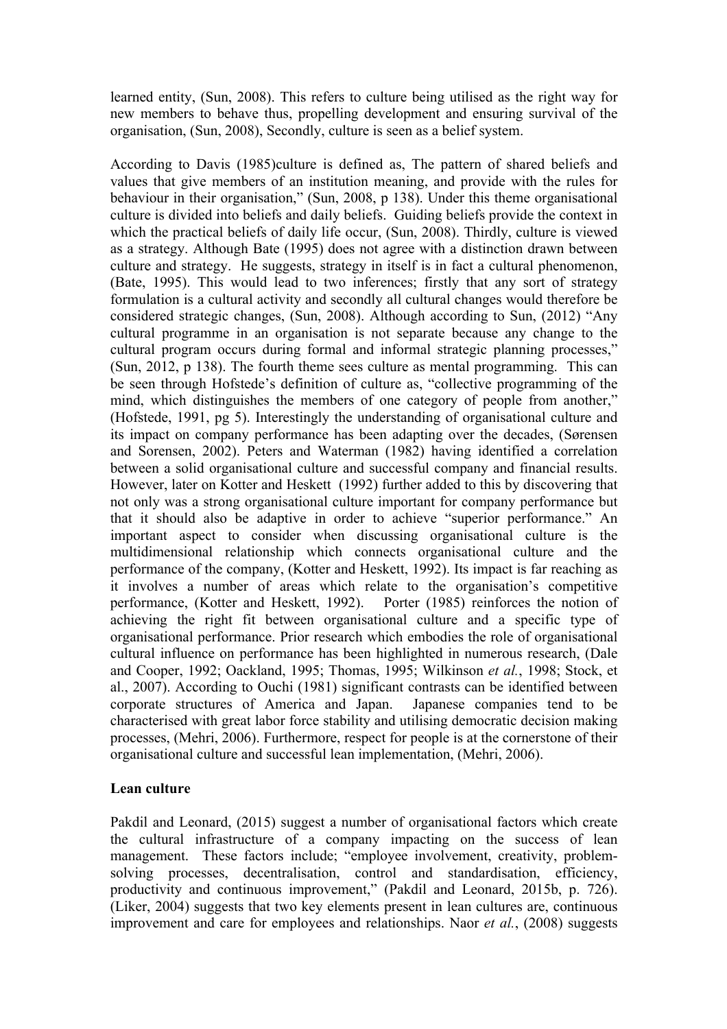learned entity, (Sun, 2008). This refers to culture being utilised as the right way for new members to behave thus, propelling development and ensuring survival of the organisation, (Sun, 2008), Secondly, culture is seen as a belief system.

According to Davis (1985)culture is defined as, The pattern of shared beliefs and values that give members of an institution meaning, and provide with the rules for behaviour in their organisation," (Sun, 2008, p 138). Under this theme organisational culture is divided into beliefs and daily beliefs. Guiding beliefs provide the context in which the practical beliefs of daily life occur, (Sun, 2008). Thirdly, culture is viewed as a strategy. Although Bate (1995) does not agree with a distinction drawn between culture and strategy. He suggests, strategy in itself is in fact a cultural phenomenon, (Bate, 1995). This would lead to two inferences; firstly that any sort of strategy formulation is a cultural activity and secondly all cultural changes would therefore be considered strategic changes, (Sun, 2008). Although according to Sun, (2012) "Any cultural programme in an organisation is not separate because any change to the cultural program occurs during formal and informal strategic planning processes," (Sun, 2012, p 138). The fourth theme sees culture as mental programming. This can be seen through Hofstede's definition of culture as, "collective programming of the mind, which distinguishes the members of one category of people from another," (Hofstede, 1991, pg 5). Interestingly the understanding of organisational culture and its impact on company performance has been adapting over the decades, (Sørensen and Sorensen, 2002). Peters and Waterman (1982) having identified a correlation between a solid organisational culture and successful company and financial results. However, later on Kotter and Heskett (1992) further added to this by discovering that not only was a strong organisational culture important for company performance but that it should also be adaptive in order to achieve "superior performance." An important aspect to consider when discussing organisational culture is the multidimensional relationship which connects organisational culture and the performance of the company, (Kotter and Heskett, 1992). Its impact is far reaching as it involves a number of areas which relate to the organisation's competitive performance, (Kotter and Heskett, 1992). Porter (1985) reinforces the notion of achieving the right fit between organisational culture and a specific type of organisational performance. Prior research which embodies the role of organisational cultural influence on performance has been highlighted in numerous research, (Dale and Cooper, 1992; Oackland, 1995; Thomas, 1995; Wilkinson *et al.*, 1998; Stock, et al., 2007). According to Ouchi (1981) significant contrasts can be identified between corporate structures of America and Japan. Japanese companies tend to be characterised with great labor force stability and utilising democratic decision making processes, (Mehri, 2006). Furthermore, respect for people is at the cornerstone of their organisational culture and successful lean implementation, (Mehri, 2006).

**Lean culture**

Pakdil and Leonard, (2015) suggest a number of organisational factors which create the cultural infrastructure of a company impacting on the success of lean management. These factors include; "employee involvement, creativity, problem-solving processes, decentralisation, control and standardisation, efficiency, productivity and continuous improvement," (Pakdil and Leonard, 2015b, p. 726). (Liker, 2004) suggests that two key elements present in lean cultures are, continuous improvement and care for employees and relationships. Naor *et al.*, (2008) suggests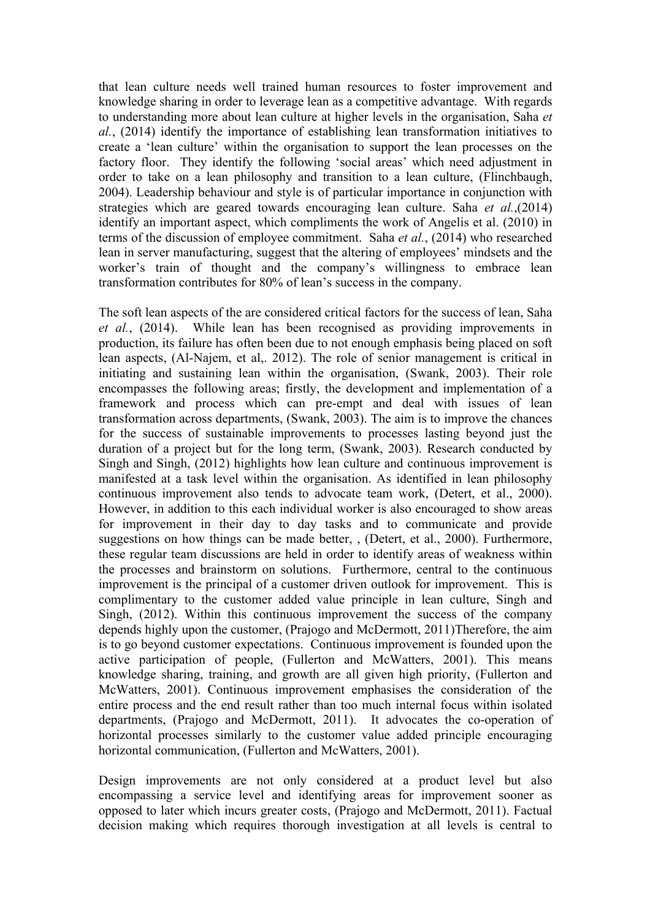that lean culture needs well trained human resources to foster improvement and knowledge sharing in order to leverage lean as a competitive advantage. With regards to understanding more about lean culture at higher levels in the organisation, Saha *et al.*, (2014) identify the importance of establishing lean transformation initiatives to create a 'lean culture' within the organisation to support the lean processes on the factory floor. They identify the following 'social areas' which need adjustment in order to take on a lean philosophy and transition to a lean culture, (Flinchbaugh, 2004). Leadership behaviour and style is of particular importance in conjunction with strategies which are geared towards encouraging lean culture. Saha *et al.*,(2014) identify an important aspect, which compliments the work of Angelis et al. (2010) in terms of the discussion of employee commitment. Saha *et al.*, (2014) who researched lean in server manufacturing, suggest that the altering of employees' mindsets and the worker's train of thought and the company's willingness to embrace lean transformation contributes for 80% of lean's success in the company.

The soft lean aspects of the are considered critical factors for the success of lean, Saha *et al.*, (2014). While lean has been recognised as providing improvements in production, its failure has often been due to not enough emphasis being placed on soft lean aspects, (Al-Najem, et al,. 2012). The role of senior management is critical in initiating and sustaining lean within the organisation, (Swank, 2003). Their role encompasses the following areas; firstly, the development and implementation of a framework and process which can pre-empt and deal with issues of lean transformation across departments, (Swank, 2003). The aim is to improve the chances for the success of sustainable improvements to processes lasting beyond just the duration of a project but for the long term, (Swank, 2003). Research conducted by Singh and Singh, (2012) highlights how lean culture and continuous improvement is manifested at a task level within the organisation. As identified in lean philosophy continuous improvement also tends to advocate team work, (Detert, et al., 2000). However, in addition to this each individual worker is also encouraged to show areas for improvement in their day to day tasks and to communicate and provide suggestions on how things can be made better, , (Detert, et al., 2000). Furthermore, these regular team discussions are held in order to identify areas of weakness within the processes and brainstorm on solutions. Furthermore, central to the continuous improvement is the principal of a customer driven outlook for improvement. This is complimentary to the customer added value principle in lean culture, Singh and Singh, (2012). Within this continuous improvement the success of the company depends highly upon the customer, (Prajogo and McDermott, 2011)Therefore, the aim is to go beyond customer expectations. Continuous improvement is founded upon the active participation of people, (Fullerton and McWatters, 2001). This means knowledge sharing, training, and growth are all given high priority, (Fullerton and McWatters, 2001). Continuous improvement emphasises the consideration of the entire process and the end result rather than too much internal focus within isolated departments, (Prajogo and McDermott, 2011). It advocates the co-operation of horizontal processes similarly to the customer value added principle encouraging horizontal communication, (Fullerton and McWatters, 2001).

Design improvements are not only considered at a product level but also encompassing a service level and identifying areas for improvement sooner as opposed to later which incurs greater costs, (Prajogo and McDermott, 2011). Factual decision making which requires thorough investigation at all levels is central to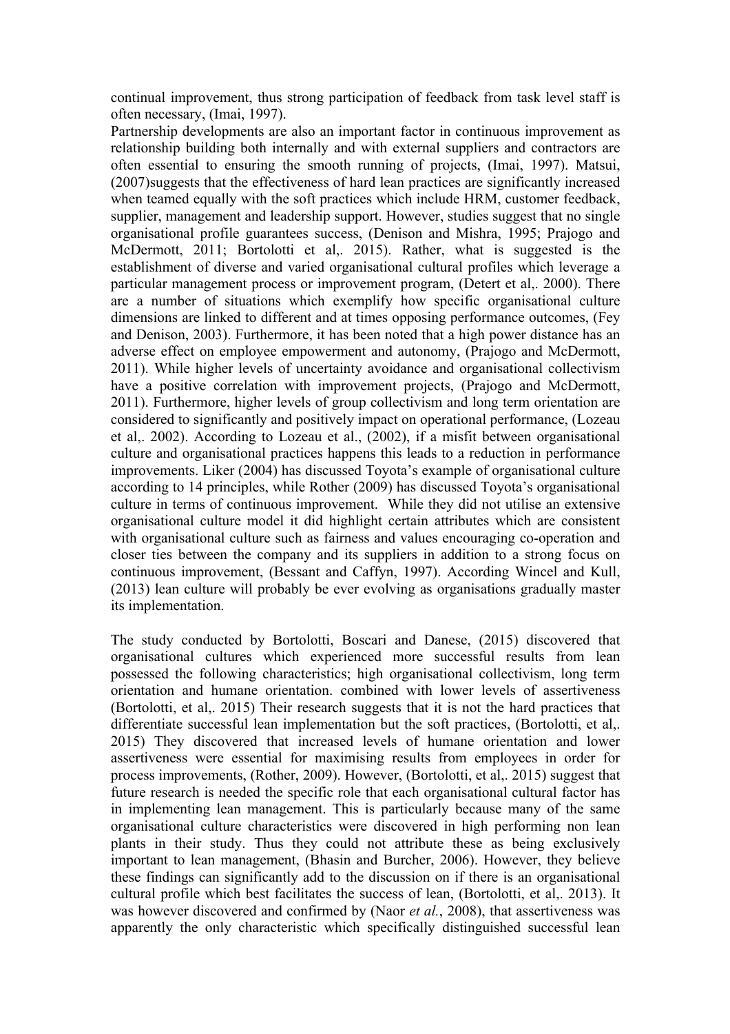continual improvement, thus strong participation of feedback from task level staff is often necessary, (Imai, 1997).

Partnership developments are also an important factor in continuous improvement as relationship building both internally and with external suppliers and contractors are often essential to ensuring the smooth running of projects, (Imai, 1997). Matsui, (2007)suggests that the effectiveness of hard lean practices are significantly increased when teamed equally with the soft practices which include HRM, customer feedback, supplier, management and leadership support. However, studies suggest that no single organisational profile guarantees success, (Denison and Mishra, 1995; Prajogo and McDermott, 2011; Bortolotti et al,. 2015). Rather, what is suggested is the establishment of diverse and varied organisational cultural profiles which leverage a particular management process or improvement program, (Detert et al,. 2000). There are a number of situations which exemplify how specific organisational culture dimensions are linked to different and at times opposing performance outcomes, (Fey and Denison, 2003). Furthermore, it has been noted that a high power distance has an adverse effect on employee empowerment and autonomy, (Prajogo and McDermott, 2011). While higher levels of uncertainty avoidance and organisational collectivism have a positive correlation with improvement projects, (Prajogo and McDermott, 2011). Furthermore, higher levels of group collectivism and long term orientation are considered to significantly and positively impact on operational performance, (Lozeau et al,. 2002). According to Lozeau et al., (2002), if a misfit between organisational culture and organisational practices happens this leads to a reduction in performance improvements. Liker (2004) has discussed Toyota's example of organisational culture according to 14 principles, while Rother (2009) has discussed Toyota's organisational culture in terms of continuous improvement. While they did not utilise an extensive organisational culture model it did highlight certain attributes which are consistent with organisational culture such as fairness and values encouraging co-operation and closer ties between the company and its suppliers in addition to a strong focus on continuous improvement, (Bessant and Caffyn, 1997). According Wincel and Kull, (2013) lean culture will probably be ever evolving as organisations gradually master its implementation.

The study conducted by Bortolotti, Boscari and Danese, (2015) discovered that organisational cultures which experienced more successful results from lean possessed the following characteristics; high organisational collectivism, long term orientation and humane orientation. combined with lower levels of assertiveness (Bortolotti, et al,. 2015) Their research suggests that it is not the hard practices that differentiate successful lean implementation but the soft practices, (Bortolotti, et al,. 2015) They discovered that increased levels of humane orientation and lower assertiveness were essential for maximising results from employees in order for process improvements, (Rother, 2009). However, (Bortolotti, et al,. 2015) suggest that future research is needed the specific role that each organisational cultural factor has in implementing lean management. This is particularly because many of the same organisational culture characteristics were discovered in high performing non lean plants in their study. Thus they could not attribute these as being exclusively important to lean management, (Bhasin and Burcher, 2006). However, they believe these findings can significantly add to the discussion on if there is an organisational cultural profile which best facilitates the success of lean, (Bortolotti, et al,. 2013). It was however discovered and confirmed by (Naor *et al.*, 2008), that assertiveness was apparently the only characteristic which specifically distinguished successful lean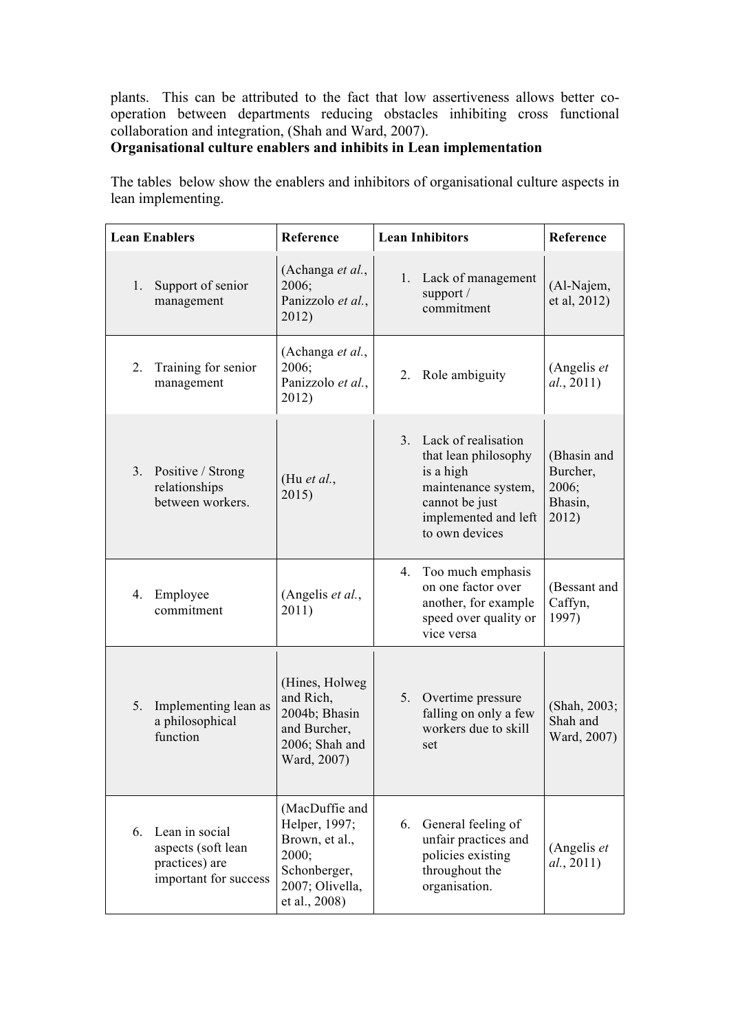plants. This can be attributed to the fact that low assertiveness allows better co-operation between departments reducing obstacles inhibiting cross functional collaboration and integration, (Shah and Ward, 2007).

**Organisational culture enablers and inhibits in Lean implementation**

The tables below show the enablers and inhibitors of organisational culture aspects in lean implementing.

| **Lean Enablers** | **Reference** | **Lean Inhibitors** | **Reference** |
|---|---|---|---|
| 1. Support of senior management | (Achanga *et al.*, 2006; Panizzolo *et al.*, 2012) | 1. Lack of management support / commitment | (Al-Najem, et al, 2012) |
| 2. Training for senior management | (Achanga *et al.*, 2006; Panizzolo *et al.*, 2012) | 2. Role ambiguity | (Angelis *et al.*, 2011) |
| 3. Positive / Strong relationships between workers. | (Hu *et al.*, 2015) | 3. Lack of realisation that lean philosophy is a high maintenance system, cannot be just implemented and left to own devices | (Bhasin and Burcher, 2006; Bhasin, 2012) |
| 4. Employee commitment | (Angelis *et al.*, 2011) | 4. Too much emphasis on one factor over another, for example speed over quality or vice versa | (Bessant and Caffyn, 1997) |
| 5. Implementing lean as a philosophical function | (Hines, Holweg and Rich, 2004b; Bhasin and Burcher, 2006; Shah and Ward, 2007) | 5. Overtime pressure falling on only a few workers due to skill set | (Shah, 2003; Shah and Ward, 2007) |
| 6. Lean in social aspects (soft lean practices) are important for success | (MacDuffie and Helper, 1997; Brown, et al., 2000; Schonberger, 2007; Olivella, et al., 2008) | 6. General feeling of unfair practices and policies existing throughout the organisation. | (Angelis *et al.*, 2011) |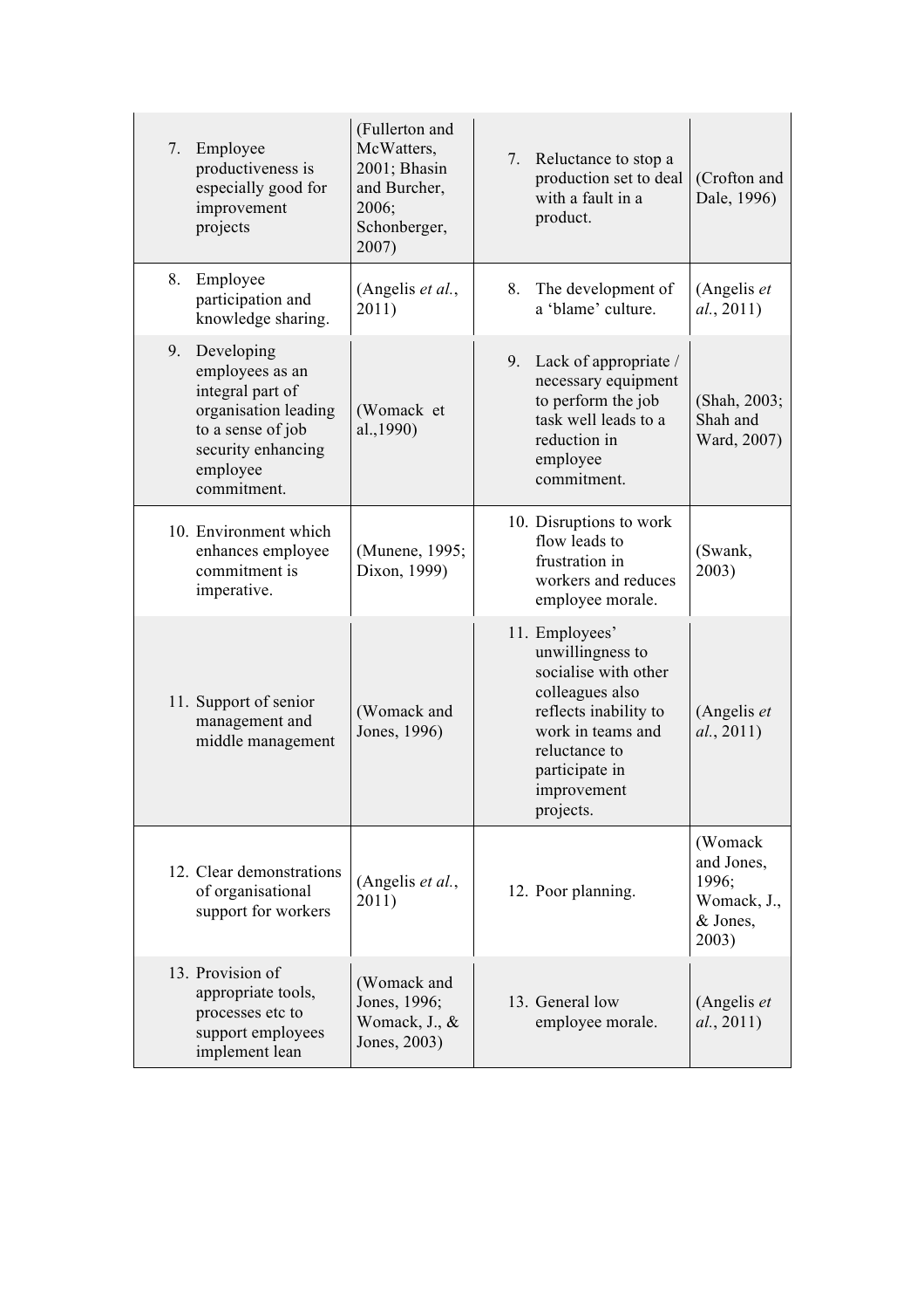| | | | |
|---|---|---|---|
| 7. Employee productiveness is especially good for improvement projects | (Fullerton and McWatters, 2001; Bhasin and Burcher, 2006; Schonberger, 2007) | 7. Reluctance to stop a production set to deal with a fault in a product. | (Crofton and Dale, 1996) |
| 8. Employee participation and knowledge sharing. | (Angelis *et al.*, 2011) | 8. The development of a 'blame' culture. | (Angelis *et al.*, 2011) |
| 9. Developing employees as an integral part of organisation leading to a sense of job security enhancing employee commitment. | (Womack et al.,1990) | 9. Lack of appropriate / necessary equipment to perform the job task well leads to a reduction in employee commitment. | (Shah, 2003; Shah and Ward, 2007) |
| 10. Environment which enhances employee commitment is imperative. | (Munene, 1995; Dixon, 1999) | 10. Disruptions to work flow leads to frustration in workers and reduces employee morale. | (Swank, 2003) |
| 11. Support of senior management and middle management | (Womack and Jones, 1996) | 11. Employees' unwillingness to socialise with other colleagues also reflects inability to work in teams and reluctance to participate in improvement projects. | (Angelis *et al.*, 2011) |
| 12. Clear demonstrations of organisational support for workers | (Angelis *et al.*, 2011) | 12. Poor planning. | (Womack and Jones, 1996; Womack, J., & Jones, 2003) |
| 13. Provision of appropriate tools, processes etc to support employees implement lean | (Womack and Jones, 1996; Womack, J., & Jones, 2003) | 13. General low employee morale. | (Angelis *et al.*, 2011) |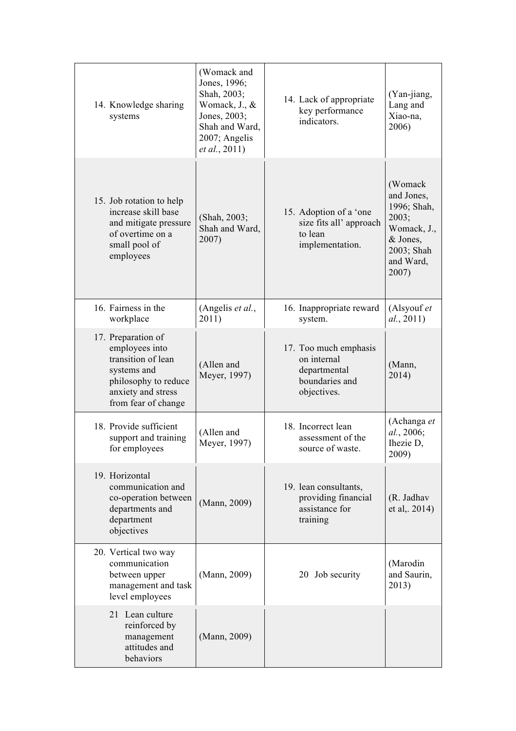| | | | |
|---|---|---|---|
| 14. Knowledge sharing systems | (Womack and Jones, 1996; Shah, 2003; Womack, J., & Jones, 2003; Shah and Ward, 2007; Angelis *et al.*, 2011) | 14. Lack of appropriate key performance indicators. | (Yan-jiang, Lang and Xiao-na, 2006) |
| 15. Job rotation to help increase skill base and mitigate pressure of overtime on a small pool of employees | (Shah, 2003; Shah and Ward, 2007) | 15. Adoption of a 'one size fits all' approach to lean implementation. | (Womack and Jones, 1996; Shah, 2003; Womack, J., & Jones, 2003; Shah and Ward, 2007) |
| 16. Fairness in the workplace | (Angelis *et al.*, 2011) | 16. Inappropriate reward system. | (Alsyouf *et al.*, 2011) |
| 17. Preparation of employees into transition of lean systems and philosophy to reduce anxiety and stress from fear of change | (Allen and Meyer, 1997) | 17. Too much emphasis on internal departmental boundaries and objectives. | (Mann, 2014) |
| 18. Provide sufficient support and training for employees | (Allen and Meyer, 1997) | 18. Incorrect lean assessment of the source of waste. | (Achanga *et al.*, 2006; Ihezie D, 2009) |
| 19. Horizontal communication and co-operation between departments and department objectives | (Mann, 2009) | 19. lean consultants, providing financial assistance for training | (R. Jadhav et al,. 2014) |
| 20. Vertical two way communication between upper management and task level employees | (Mann, 2009) | 20 Job security | (Marodin and Saurin, 2013) |
| 21 Lean culture reinforced by management attitudes and behaviors | (Mann, 2009) | | |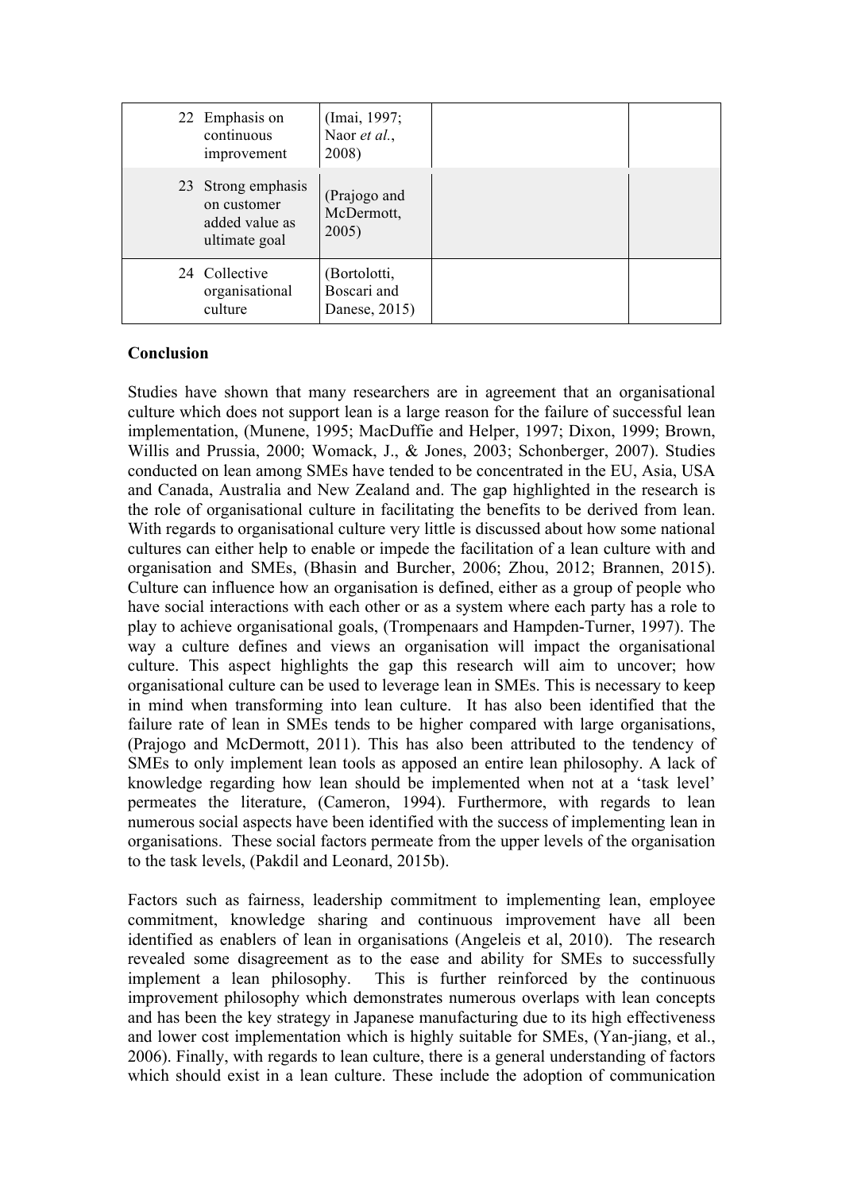| | | | |
|---|---|---|---|
| 22 Emphasis on continuous improvement | (Imai, 1997; Naor *et al.*, 2008) | | |
| 23 Strong emphasis on customer added value as ultimate goal | (Prajogo and McDermott, 2005) | | |
| 24 Collective organisational culture | (Bortolotti, Boscari and Danese, 2015) | | |

**Conclusion**

Studies have shown that many researchers are in agreement that an organisational culture which does not support lean is a large reason for the failure of successful lean implementation, (Munene, 1995; MacDuffie and Helper, 1997; Dixon, 1999; Brown, Willis and Prussia, 2000; Womack, J., & Jones, 2003; Schonberger, 2007). Studies conducted on lean among SMEs have tended to be concentrated in the EU, Asia, USA and Canada, Australia and New Zealand and. The gap highlighted in the research is the role of organisational culture in facilitating the benefits to be derived from lean. With regards to organisational culture very little is discussed about how some national cultures can either help to enable or impede the facilitation of a lean culture with and organisation and SMEs, (Bhasin and Burcher, 2006; Zhou, 2012; Brannen, 2015). Culture can influence how an organisation is defined, either as a group of people who have social interactions with each other or as a system where each party has a role to play to achieve organisational goals, (Trompenaars and Hampden-Turner, 1997). The way a culture defines and views an organisation will impact the organisational culture. This aspect highlights the gap this research will aim to uncover; how organisational culture can be used to leverage lean in SMEs. This is necessary to keep in mind when transforming into lean culture. It has also been identified that the failure rate of lean in SMEs tends to be higher compared with large organisations, (Prajogo and McDermott, 2011). This has also been attributed to the tendency of SMEs to only implement lean tools as apposed an entire lean philosophy. A lack of knowledge regarding how lean should be implemented when not at a 'task level' permeates the literature, (Cameron, 1994). Furthermore, with regards to lean numerous social aspects have been identified with the success of implementing lean in organisations. These social factors permeate from the upper levels of the organisation to the task levels, (Pakdil and Leonard, 2015b).

Factors such as fairness, leadership commitment to implementing lean, employee commitment, knowledge sharing and continuous improvement have all been identified as enablers of lean in organisations (Angeleis et al, 2010). The research revealed some disagreement as to the ease and ability for SMEs to successfully implement a lean philosophy. This is further reinforced by the continuous improvement philosophy which demonstrates numerous overlaps with lean concepts and has been the key strategy in Japanese manufacturing due to its high effectiveness and lower cost implementation which is highly suitable for SMEs, (Yan-jiang, et al., 2006). Finally, with regards to lean culture, there is a general understanding of factors which should exist in a lean culture. These include the adoption of communication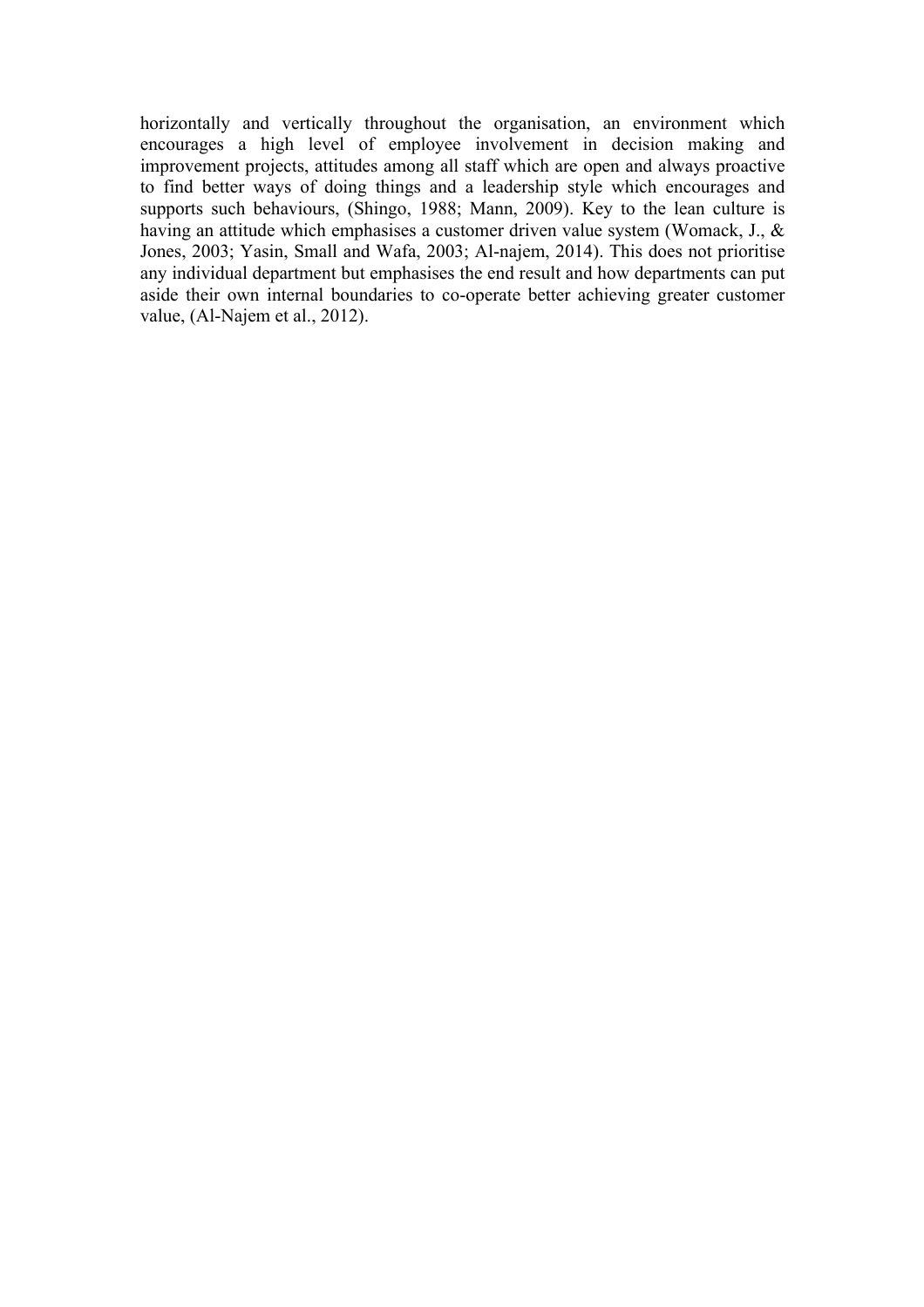horizontally and vertically throughout the organisation, an environment which encourages a high level of employee involvement in decision making and improvement projects, attitudes among all staff which are open and always proactive to find better ways of doing things and a leadership style which encourages and supports such behaviours, (Shingo, 1988; Mann, 2009). Key to the lean culture is having an attitude which emphasises a customer driven value system (Womack, J., & Jones, 2003; Yasin, Small and Wafa, 2003; Al-najem, 2014). This does not prioritise any individual department but emphasises the end result and how departments can put aside their own internal boundaries to co-operate better achieving greater customer value, (Al-Najem et al., 2012).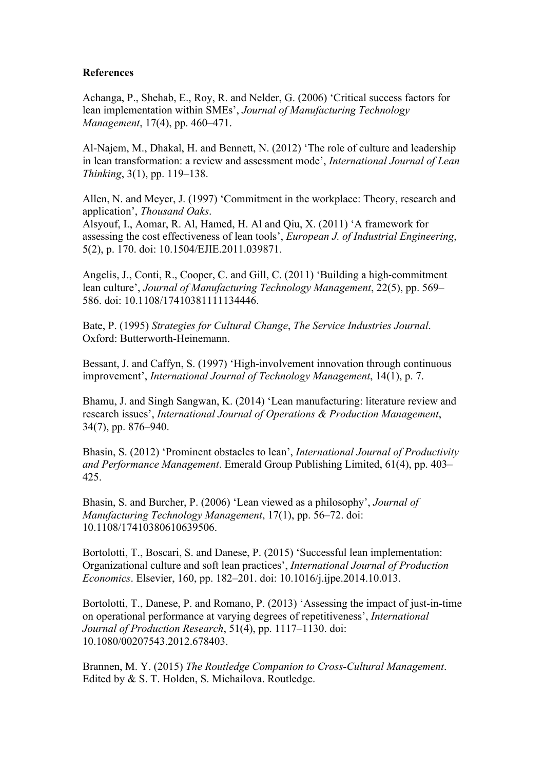**References**

Achanga, P., Shehab, E., Roy, R. and Nelder, G. (2006) 'Critical success factors for lean implementation within SMEs', *Journal of Manufacturing Technology Management*, 17(4), pp. 460–471.

Al-Najem, M., Dhakal, H. and Bennett, N. (2012) 'The role of culture and leadership in lean transformation: a review and assessment mode', *International Journal of Lean Thinking*, 3(1), pp. 119–138.

Allen, N. and Meyer, J. (1997) 'Commitment in the workplace: Theory, research and application', *Thousand Oaks*.

Alsyouf, I., Aomar, R. Al, Hamed, H. Al and Qiu, X. (2011) 'A framework for assessing the cost effectiveness of lean tools', *European J. of Industrial Engineering*, 5(2), p. 170. doi: 10.1504/EJIE.2011.039871.

Angelis, J., Conti, R., Cooper, C. and Gill, C. (2011) 'Building a high-commitment lean culture', *Journal of Manufacturing Technology Management*, 22(5), pp. 569–586. doi: 10.1108/17410381111134446.

Bate, P. (1995) *Strategies for Cultural Change*, *The Service Industries Journal*. Oxford: Butterworth-Heinemann.

Bessant, J. and Caffyn, S. (1997) 'High-involvement innovation through continuous improvement', *International Journal of Technology Management*, 14(1), p. 7.

Bhamu, J. and Singh Sangwan, K. (2014) 'Lean manufacturing: literature review and research issues', *International Journal of Operations & Production Management*, 34(7), pp. 876–940.

Bhasin, S. (2012) 'Prominent obstacles to lean', *International Journal of Productivity and Performance Management*. Emerald Group Publishing Limited, 61(4), pp. 403–425.

Bhasin, S. and Burcher, P. (2006) 'Lean viewed as a philosophy', *Journal of Manufacturing Technology Management*, 17(1), pp. 56–72. doi: 10.1108/17410380610639506.

Bortolotti, T., Boscari, S. and Danese, P. (2015) 'Successful lean implementation: Organizational culture and soft lean practices', *International Journal of Production Economics*. Elsevier, 160, pp. 182–201. doi: 10.1016/j.ijpe.2014.10.013.

Bortolotti, T., Danese, P. and Romano, P. (2013) 'Assessing the impact of just-in-time on operational performance at varying degrees of repetitiveness', *International Journal of Production Research*, 51(4), pp. 1117–1130. doi: 10.1080/00207543.2012.678403.

Brannen, M. Y. (2015) *The Routledge Companion to Cross-Cultural Management*. Edited by & S. T. Holden, S. Michailova. Routledge.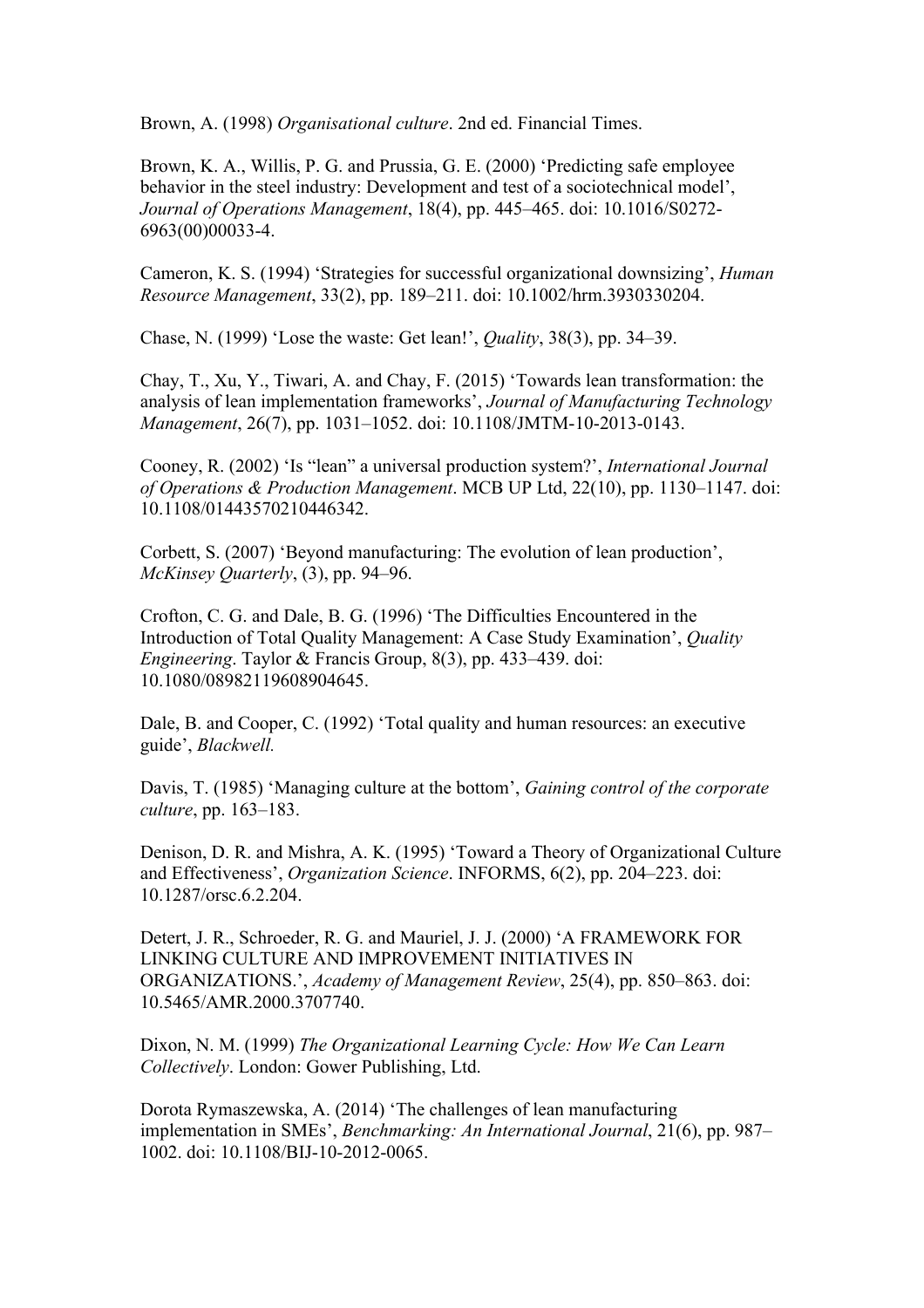Brown, A. (1998) *Organisational culture*. 2nd ed. Financial Times.

Brown, K. A., Willis, P. G. and Prussia, G. E. (2000) 'Predicting safe employee behavior in the steel industry: Development and test of a sociotechnical model', *Journal of Operations Management*, 18(4), pp. 445–465. doi: 10.1016/S0272-6963(00)00033-4.

Cameron, K. S. (1994) 'Strategies for successful organizational downsizing', *Human Resource Management*, 33(2), pp. 189–211. doi: 10.1002/hrm.3930330204.

Chase, N. (1999) 'Lose the waste: Get lean!', *Quality*, 38(3), pp. 34–39.

Chay, T., Xu, Y., Tiwari, A. and Chay, F. (2015) 'Towards lean transformation: the analysis of lean implementation frameworks', *Journal of Manufacturing Technology Management*, 26(7), pp. 1031–1052. doi: 10.1108/JMTM-10-2013-0143.

Cooney, R. (2002) 'Is "lean" a universal production system?', *International Journal of Operations & Production Management*. MCB UP Ltd, 22(10), pp. 1130–1147. doi: 10.1108/01443570210446342.

Corbett, S. (2007) 'Beyond manufacturing: The evolution of lean production', *McKinsey Quarterly*, (3), pp. 94–96.

Crofton, C. G. and Dale, B. G. (1996) 'The Difficulties Encountered in the Introduction of Total Quality Management: A Case Study Examination', *Quality Engineering*. Taylor & Francis Group, 8(3), pp. 433–439. doi: 10.1080/08982119608904645.

Dale, B. and Cooper, C. (1992) 'Total quality and human resources: an executive guide', *Blackwell.*

Davis, T. (1985) 'Managing culture at the bottom', *Gaining control of the corporate culture*, pp. 163–183.

Denison, D. R. and Mishra, A. K. (1995) 'Toward a Theory of Organizational Culture and Effectiveness', *Organization Science*. INFORMS, 6(2), pp. 204–223. doi: 10.1287/orsc.6.2.204.

Detert, J. R., Schroeder, R. G. and Mauriel, J. J. (2000) 'A FRAMEWORK FOR LINKING CULTURE AND IMPROVEMENT INITIATIVES IN ORGANIZATIONS.', *Academy of Management Review*, 25(4), pp. 850–863. doi: 10.5465/AMR.2000.3707740.

Dixon, N. M. (1999) *The Organizational Learning Cycle: How We Can Learn Collectively*. London: Gower Publishing, Ltd.

Dorota Rymaszewska, A. (2014) 'The challenges of lean manufacturing implementation in SMEs', *Benchmarking: An International Journal*, 21(6), pp. 987–1002. doi: 10.1108/BIJ-10-2012-0065.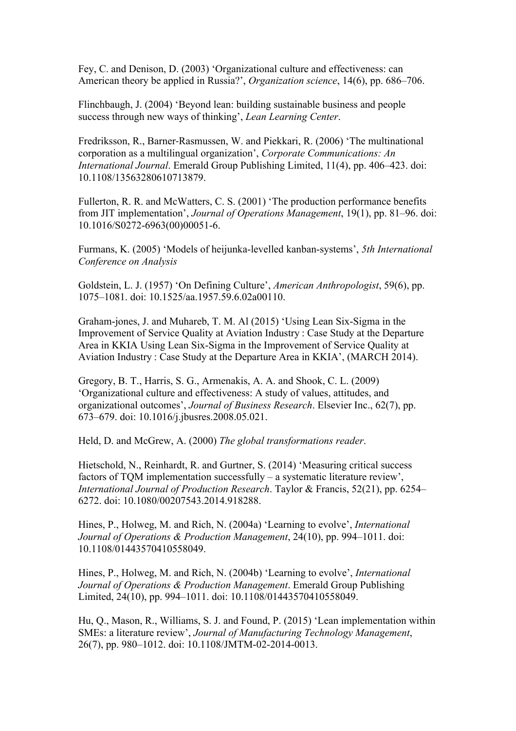Fey, C. and Denison, D. (2003) 'Organizational culture and effectiveness: can American theory be applied in Russia?', *Organization science*, 14(6), pp. 686–706.

Flinchbaugh, J. (2004) 'Beyond lean: building sustainable business and people success through new ways of thinking', *Lean Learning Center*.

Fredriksson, R., Barner-Rasmussen, W. and Piekkari, R. (2006) 'The multinational corporation as a multilingual organization', *Corporate Communications: An International Journal*. Emerald Group Publishing Limited, 11(4), pp. 406–423. doi: 10.1108/13563280610713879.

Fullerton, R. R. and McWatters, C. S. (2001) 'The production performance benefits from JIT implementation', *Journal of Operations Management*, 19(1), pp. 81–96. doi: 10.1016/S0272-6963(00)00051-6.

Furmans, K. (2005) 'Models of heijunka-levelled kanban-systems', *5th International Conference on Analysis*

Goldstein, L. J. (1957) 'On Defining Culture', *American Anthropologist*, 59(6), pp. 1075–1081. doi: 10.1525/aa.1957.59.6.02a00110.

Graham-jones, J. and Muhareb, T. M. Al (2015) 'Using Lean Six-Sigma in the Improvement of Service Quality at Aviation Industry : Case Study at the Departure Area in KKIA Using Lean Six-Sigma in the Improvement of Service Quality at Aviation Industry : Case Study at the Departure Area in KKIA', (MARCH 2014).

Gregory, B. T., Harris, S. G., Armenakis, A. A. and Shook, C. L. (2009) 'Organizational culture and effectiveness: A study of values, attitudes, and organizational outcomes', *Journal of Business Research*. Elsevier Inc., 62(7), pp. 673–679. doi: 10.1016/j.jbusres.2008.05.021.

Held, D. and McGrew, A. (2000) *The global transformations reader*.

Hietschold, N., Reinhardt, R. and Gurtner, S. (2014) 'Measuring critical success factors of TQM implementation successfully – a systematic literature review', *International Journal of Production Research*. Taylor & Francis, 52(21), pp. 6254–6272. doi: 10.1080/00207543.2014.918288.

Hines, P., Holweg, M. and Rich, N. (2004a) 'Learning to evolve', *International Journal of Operations & Production Management*, 24(10), pp. 994–1011. doi: 10.1108/01443570410558049.

Hines, P., Holweg, M. and Rich, N. (2004b) 'Learning to evolve', *International Journal of Operations & Production Management*. Emerald Group Publishing Limited, 24(10), pp. 994–1011. doi: 10.1108/01443570410558049.

Hu, Q., Mason, R., Williams, S. J. and Found, P. (2015) 'Lean implementation within SMEs: a literature review', *Journal of Manufacturing Technology Management*, 26(7), pp. 980–1012. doi: 10.1108/JMTM-02-2014-0013.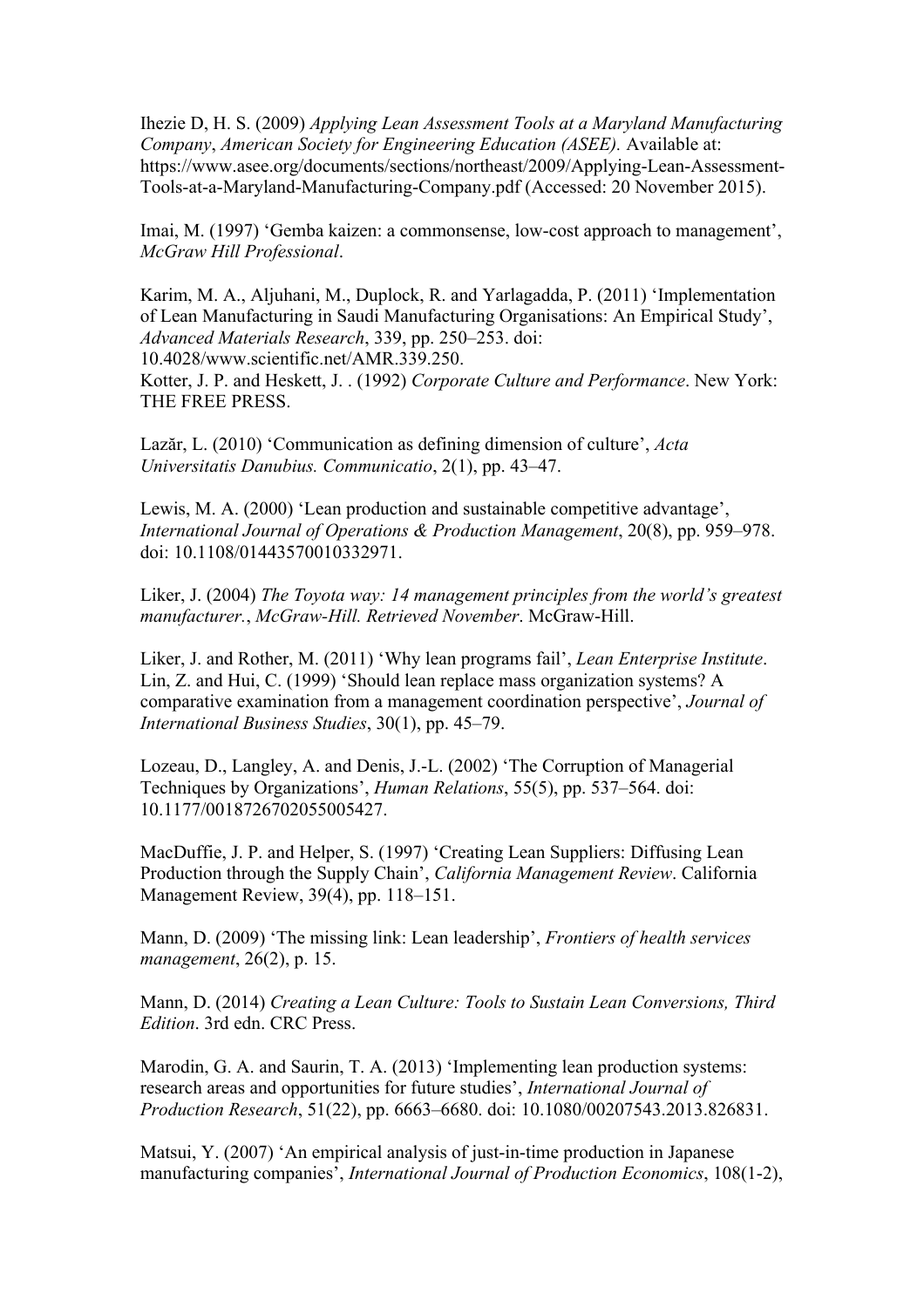Ihezie D, H. S. (2009) *Applying Lean Assessment Tools at a Maryland Manufacturing Company*, *American Society for Engineering Education (ASEE).* Available at: https://www.asee.org/documents/sections/northeast/2009/Applying-Lean-Assessment-Tools-at-a-Maryland-Manufacturing-Company.pdf (Accessed: 20 November 2015).

Imai, M. (1997) 'Gemba kaizen: a commonsense, low-cost approach to management', *McGraw Hill Professional*.

Karim, M. A., Aljuhani, M., Duplock, R. and Yarlagadda, P. (2011) 'Implementation of Lean Manufacturing in Saudi Manufacturing Organisations: An Empirical Study', *Advanced Materials Research*, 339, pp. 250–253. doi: 10.4028/www.scientific.net/AMR.339.250.

Kotter, J. P. and Heskett, J. . (1992) *Corporate Culture and Performance*. New York: THE FREE PRESS.

Lazăr, L. (2010) 'Communication as defining dimension of culture', *Acta Universitatis Danubius. Communicatio*, 2(1), pp. 43–47.

Lewis, M. A. (2000) 'Lean production and sustainable competitive advantage', *International Journal of Operations & Production Management*, 20(8), pp. 959–978. doi: 10.1108/01443570010332971.

Liker, J. (2004) *The Toyota way: 14 management principles from the world's greatest manufacturer.*, *McGraw-Hill. Retrieved November*. McGraw-Hill.

Liker, J. and Rother, M. (2011) 'Why lean programs fail', *Lean Enterprise Institute*.

Lin, Z. and Hui, C. (1999) 'Should lean replace mass organization systems? A comparative examination from a management coordination perspective', *Journal of International Business Studies*, 30(1), pp. 45–79.

Lozeau, D., Langley, A. and Denis, J.-L. (2002) 'The Corruption of Managerial Techniques by Organizations', *Human Relations*, 55(5), pp. 537–564. doi: 10.1177/0018726702055005427.

MacDuffie, J. P. and Helper, S. (1997) 'Creating Lean Suppliers: Diffusing Lean Production through the Supply Chain', *California Management Review*. California Management Review, 39(4), pp. 118–151.

Mann, D. (2009) 'The missing link: Lean leadership', *Frontiers of health services management*, 26(2), p. 15.

Mann, D. (2014) *Creating a Lean Culture: Tools to Sustain Lean Conversions, Third Edition*. 3rd edn. CRC Press.

Marodin, G. A. and Saurin, T. A. (2013) 'Implementing lean production systems: research areas and opportunities for future studies', *International Journal of Production Research*, 51(22), pp. 6663–6680. doi: 10.1080/00207543.2013.826831.

Matsui, Y. (2007) 'An empirical analysis of just-in-time production in Japanese manufacturing companies', *International Journal of Production Economics*, 108(1-2),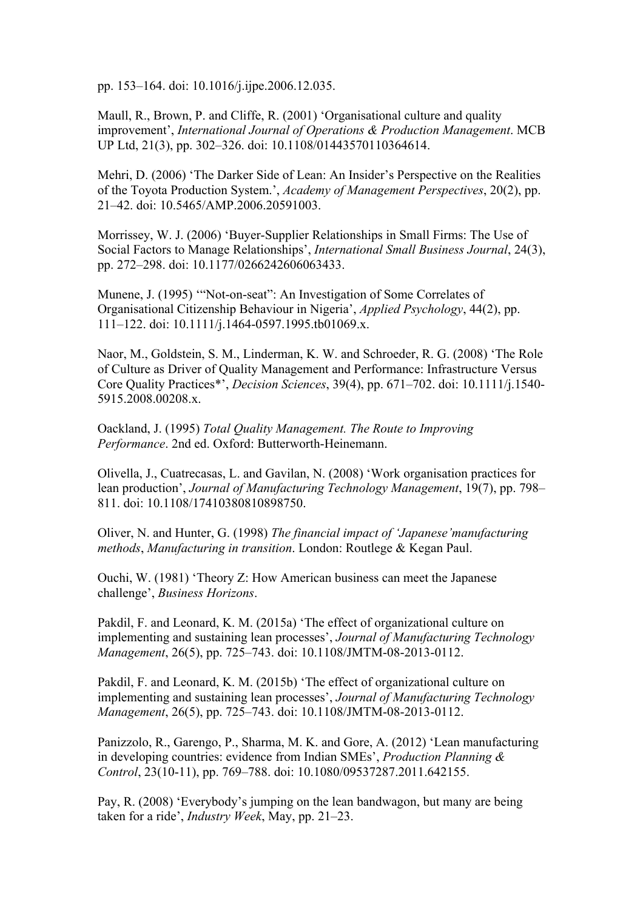pp. 153–164. doi: 10.1016/j.ijpe.2006.12.035.

Maull, R., Brown, P. and Cliffe, R. (2001) 'Organisational culture and quality improvement', *International Journal of Operations & Production Management*. MCB UP Ltd, 21(3), pp. 302–326. doi: 10.1108/01443570110364614.

Mehri, D. (2006) 'The Darker Side of Lean: An Insider's Perspective on the Realities of the Toyota Production System.', *Academy of Management Perspectives*, 20(2), pp. 21–42. doi: 10.5465/AMP.2006.20591003.

Morrissey, W. J. (2006) 'Buyer-Supplier Relationships in Small Firms: The Use of Social Factors to Manage Relationships', *International Small Business Journal*, 24(3), pp. 272–298. doi: 10.1177/0266242606063433.

Munene, J. (1995) '"Not-on-seat": An Investigation of Some Correlates of Organisational Citizenship Behaviour in Nigeria', *Applied Psychology*, 44(2), pp. 111–122. doi: 10.1111/j.1464-0597.1995.tb01069.x.

Naor, M., Goldstein, S. M., Linderman, K. W. and Schroeder, R. G. (2008) 'The Role of Culture as Driver of Quality Management and Performance: Infrastructure Versus Core Quality Practices*', *Decision Sciences*, 39(4), pp. 671–702. doi: 10.1111/j.1540-5915.2008.00208.x.

Oackland, J. (1995) *Total Quality Management. The Route to Improving Performance*. 2nd ed. Oxford: Butterworth-Heinemann.

Olivella, J., Cuatrecasas, L. and Gavilan, N. (2008) 'Work organisation practices for lean production', *Journal of Manufacturing Technology Management*, 19(7), pp. 798–811. doi: 10.1108/17410380810898750.

Oliver, N. and Hunter, G. (1998) *The financial impact of 'Japanese'manufacturing methods*, *Manufacturing in transition*. London: Routlege & Kegan Paul.

Ouchi, W. (1981) 'Theory Z: How American business can meet the Japanese challenge', *Business Horizons*.

Pakdil, F. and Leonard, K. M. (2015a) 'The effect of organizational culture on implementing and sustaining lean processes', *Journal of Manufacturing Technology Management*, 26(5), pp. 725–743. doi: 10.1108/JMTM-08-2013-0112.

Pakdil, F. and Leonard, K. M. (2015b) 'The effect of organizational culture on implementing and sustaining lean processes', *Journal of Manufacturing Technology Management*, 26(5), pp. 725–743. doi: 10.1108/JMTM-08-2013-0112.

Panizzolo, R., Garengo, P., Sharma, M. K. and Gore, A. (2012) 'Lean manufacturing in developing countries: evidence from Indian SMEs', *Production Planning & Control*, 23(10-11), pp. 769–788. doi: 10.1080/09537287.2011.642155.

Pay, R. (2008) 'Everybody's jumping on the lean bandwagon, but many are being taken for a ride', *Industry Week*, May, pp. 21–23.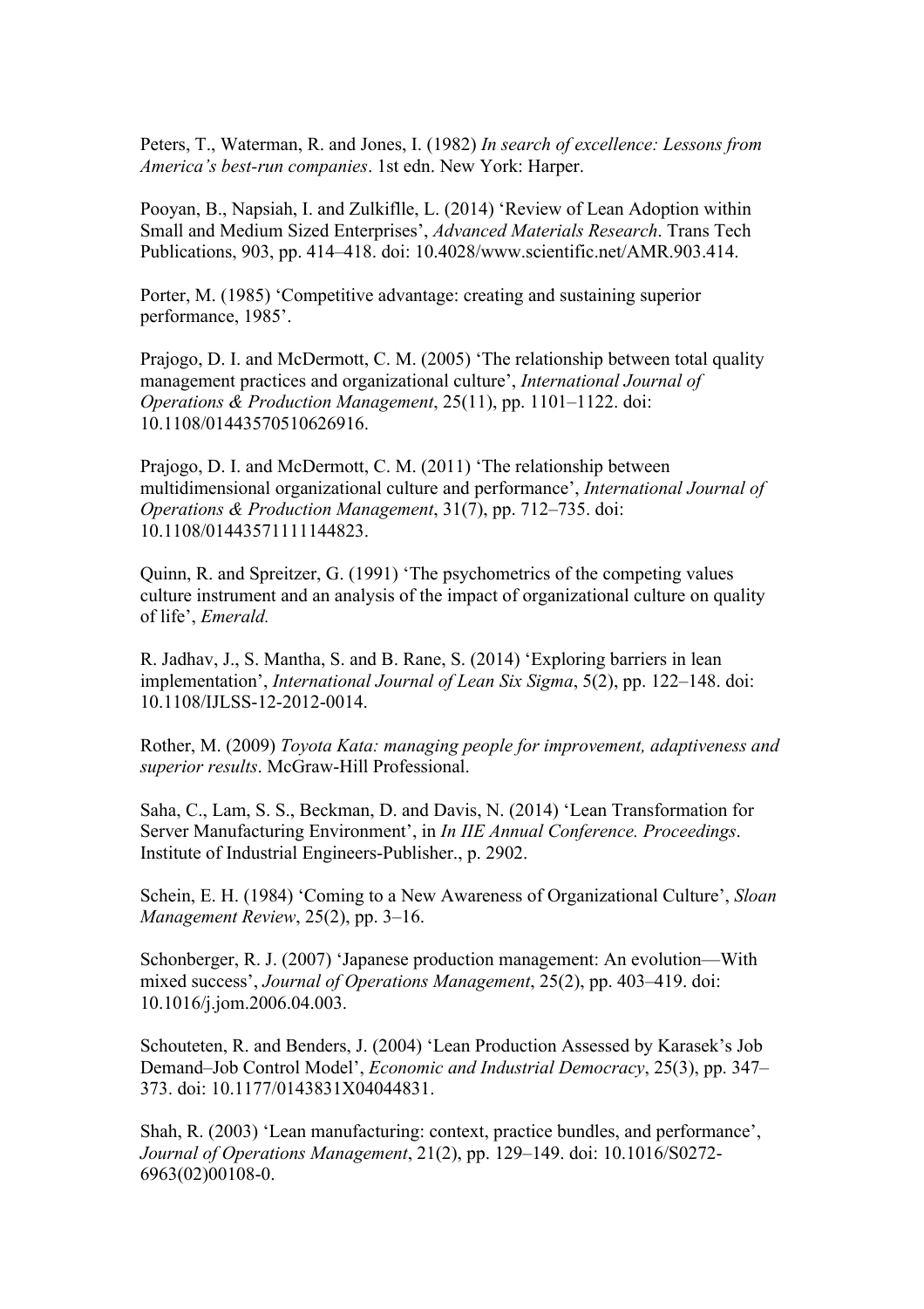Peters, T., Waterman, R. and Jones, I. (1982) *In search of excellence: Lessons from America's best-run companies*. 1st edn. New York: Harper.

Pooyan, B., Napsiah, I. and Zulkiflle, L. (2014) 'Review of Lean Adoption within Small and Medium Sized Enterprises', *Advanced Materials Research*. Trans Tech Publications, 903, pp. 414–418. doi: 10.4028/www.scientific.net/AMR.903.414.

Porter, M. (1985) 'Competitive advantage: creating and sustaining superior performance, 1985'.

Prajogo, D. I. and McDermott, C. M. (2005) 'The relationship between total quality management practices and organizational culture', *International Journal of Operations & Production Management*, 25(11), pp. 1101–1122. doi: 10.1108/01443570510626916.

Prajogo, D. I. and McDermott, C. M. (2011) 'The relationship between multidimensional organizational culture and performance', *International Journal of Operations & Production Management*, 31(7), pp. 712–735. doi: 10.1108/01443571111144823.

Quinn, R. and Spreitzer, G. (1991) 'The psychometrics of the competing values culture instrument and an analysis of the impact of organizational culture on quality of life', *Emerald.*

R. Jadhav, J., S. Mantha, S. and B. Rane, S. (2014) 'Exploring barriers in lean implementation', *International Journal of Lean Six Sigma*, 5(2), pp. 122–148. doi: 10.1108/IJLSS-12-2012-0014.

Rother, M. (2009) *Toyota Kata: managing people for improvement, adaptiveness and superior results*. McGraw-Hill Professional.

Saha, C., Lam, S. S., Beckman, D. and Davis, N. (2014) 'Lean Transformation for Server Manufacturing Environment', in *In IIE Annual Conference. Proceedings*. Institute of Industrial Engineers-Publisher., p. 2902.

Schein, E. H. (1984) 'Coming to a New Awareness of Organizational Culture', *Sloan Management Review*, 25(2), pp. 3–16.

Schonberger, R. J. (2007) 'Japanese production management: An evolution—With mixed success', *Journal of Operations Management*, 25(2), pp. 403–419. doi: 10.1016/j.jom.2006.04.003.

Schouteten, R. and Benders, J. (2004) 'Lean Production Assessed by Karasek's Job Demand–Job Control Model', *Economic and Industrial Democracy*, 25(3), pp. 347–373. doi: 10.1177/0143831X04044831.

Shah, R. (2003) 'Lean manufacturing: context, practice bundles, and performance', *Journal of Operations Management*, 21(2), pp. 129–149. doi: 10.1016/S0272-6963(02)00108-0.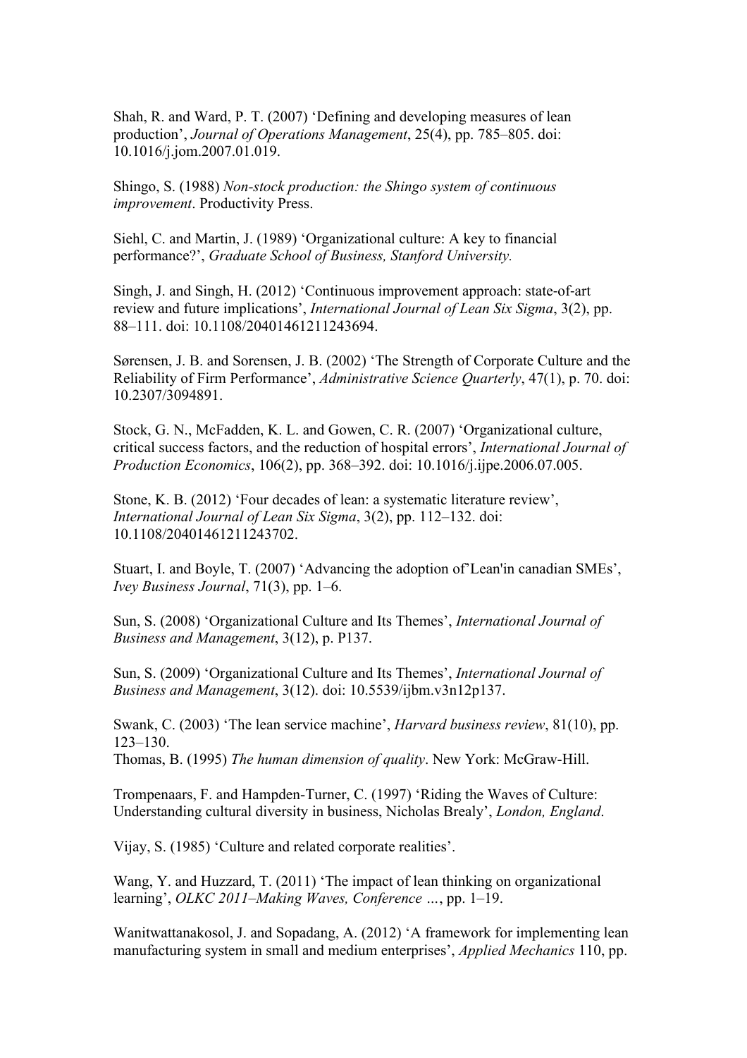Shah, R. and Ward, P. T. (2007) ‘Defining and developing measures of lean production’, *Journal of Operations Management*, 25(4), pp. 785–805. doi: 10.1016/j.jom.2007.01.019.

Shingo, S. (1988) *Non-stock production: the Shingo system of continuous improvement*. Productivity Press.

Siehl, C. and Martin, J. (1989) ‘Organizational culture: A key to financial performance?’, *Graduate School of Business, Stanford University.*

Singh, J. and Singh, H. (2012) ‘Continuous improvement approach: state-of-art review and future implications’, *International Journal of Lean Six Sigma*, 3(2), pp. 88–111. doi: 10.1108/20401461211243694.

Sørensen, J. B. and Sorensen, J. B. (2002) ‘The Strength of Corporate Culture and the Reliability of Firm Performance’, *Administrative Science Quarterly*, 47(1), p. 70. doi: 10.2307/3094891.

Stock, G. N., McFadden, K. L. and Gowen, C. R. (2007) ‘Organizational culture, critical success factors, and the reduction of hospital errors’, *International Journal of Production Economics*, 106(2), pp. 368–392. doi: 10.1016/j.ijpe.2006.07.005.

Stone, K. B. (2012) ‘Four decades of lean: a systematic literature review’, *International Journal of Lean Six Sigma*, 3(2), pp. 112–132. doi: 10.1108/20401461211243702.

Stuart, I. and Boyle, T. (2007) ‘Advancing the adoption of’Lean'in canadian SMEs’, *Ivey Business Journal*, 71(3), pp. 1–6.

Sun, S. (2008) ‘Organizational Culture and Its Themes’, *International Journal of Business and Management*, 3(12), p. P137.

Sun, S. (2009) ‘Organizational Culture and Its Themes’, *International Journal of Business and Management*, 3(12). doi: 10.5539/ijbm.v3n12p137.

Swank, C. (2003) ‘The lean service machine’, *Harvard business review*, 81(10), pp. 123–130.
Thomas, B. (1995) *The human dimension of quality*. New York: McGraw-Hill.

Trompenaars, F. and Hampden-Turner, C. (1997) ‘Riding the Waves of Culture: Understanding cultural diversity in business, Nicholas Brealy’, *London, England*.

Vijay, S. (1985) ‘Culture and related corporate realities’.

Wang, Y. and Huzzard, T. (2011) ‘The impact of lean thinking on organizational learning’, *OLKC 2011–Making Waves, Conference …*, pp. 1–19.

Wanitwattanakosol, J. and Sopadang, A. (2012) ‘A framework for implementing lean manufacturing system in small and medium enterprises’, *Applied Mechanics* 110, pp.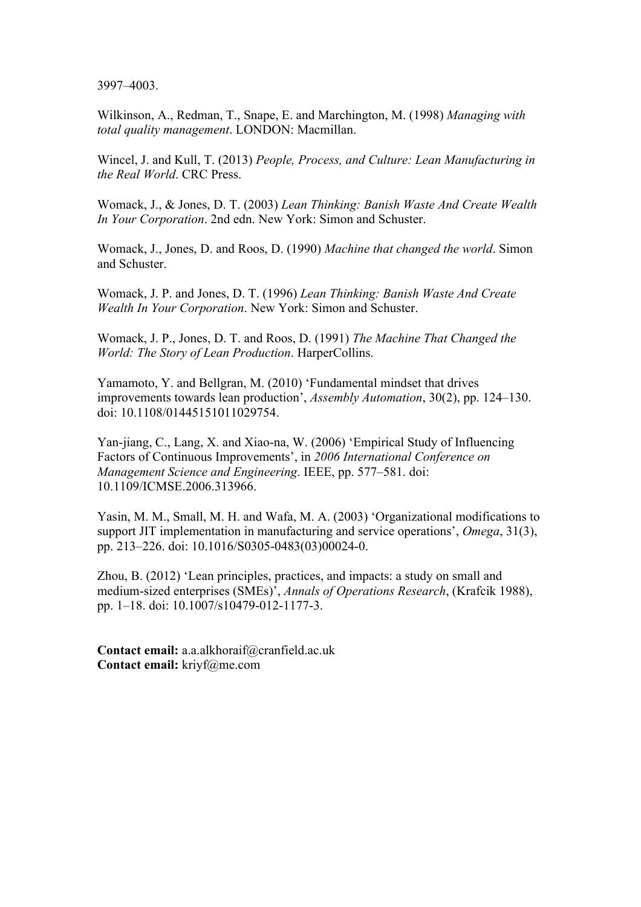3997–4003.

Wilkinson, A., Redman, T., Snape, E. and Marchington, M. (1998) *Managing with total quality management*. LONDON: Macmillan.

Wincel, J. and Kull, T. (2013) *People, Process, and Culture: Lean Manufacturing in the Real World*. CRC Press.

Womack, J., & Jones, D. T. (2003) *Lean Thinking: Banish Waste And Create Wealth In Your Corporation*. 2nd edn. New York: Simon and Schuster.

Womack, J., Jones, D. and Roos, D. (1990) *Machine that changed the world*. Simon and Schuster.

Womack, J. P. and Jones, D. T. (1996) *Lean Thinking: Banish Waste And Create Wealth In Your Corporation*. New York: Simon and Schuster.

Womack, J. P., Jones, D. T. and Roos, D. (1991) *The Machine That Changed the World: The Story of Lean Production*. HarperCollins.

Yamamoto, Y. and Bellgran, M. (2010) 'Fundamental mindset that drives improvements towards lean production', *Assembly Automation*, 30(2), pp. 124–130. doi: 10.1108/01445151011029754.

Yan-jiang, C., Lang, X. and Xiao-na, W. (2006) 'Empirical Study of Influencing Factors of Continuous Improvements', in *2006 International Conference on Management Science and Engineering*. IEEE, pp. 577–581. doi: 10.1109/ICMSE.2006.313966.

Yasin, M. M., Small, M. H. and Wafa, M. A. (2003) 'Organizational modifications to support JIT implementation in manufacturing and service operations', *Omega*, 31(3), pp. 213–226. doi: 10.1016/S0305-0483(03)00024-0.

Zhou, B. (2012) 'Lean principles, practices, and impacts: a study on small and medium-sized enterprises (SMEs)', *Annals of Operations Research*, (Krafcik 1988), pp. 1–18. doi: 10.1007/s10479-012-1177-3.

**Contact email:** a.a.alkhoraif@cranfield.ac.uk
**Contact email:** kriyf@me.com